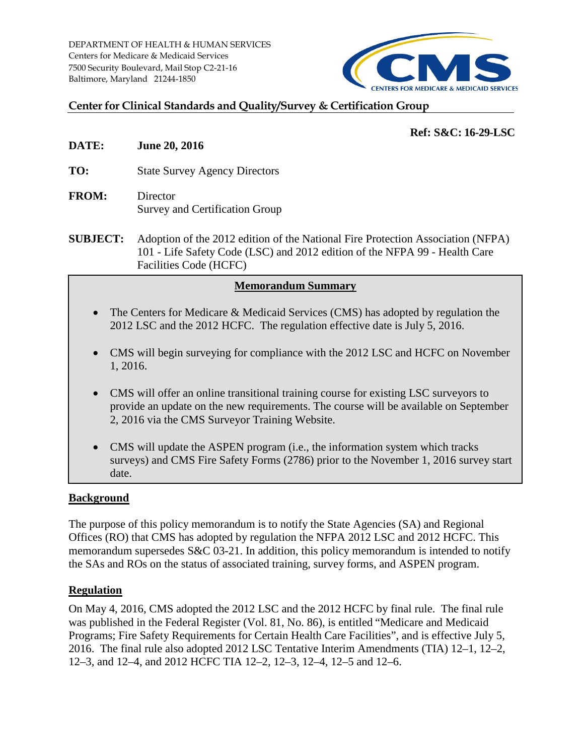DEPARTMENT OF HEALTH & HUMAN SERVICES
Centers for Medicare & Medicaid Services
7500 Security Boulevard, Mail Stop C2-21-16
Baltimore, Maryland 21244-1850

CMS CENTERS FOR MEDICARE & MEDICAID SERVICES

## Center for Clinical Standards and Quality/Survey & Certification Group

**Ref: S&C: 16-29-LSC**

**DATE:** **June 20, 2016**

**TO:** State Survey Agency Directors

**FROM:** Director
Survey and Certification Group

**SUBJECT:** Adoption of the 2012 edition of the National Fire Protection Association (NFPA) 101 - Life Safety Code (LSC) and 2012 edition of the NFPA 99 - Health Care Facilities Code (HCFC)

**Memorandum Summary**

- The Centers for Medicare & Medicaid Services (CMS) has adopted by regulation the 2012 LSC and the 2012 HCFC. The regulation effective date is July 5, 2016.
- CMS will begin surveying for compliance with the 2012 LSC and HCFC on November 1, 2016.
- CMS will offer an online transitional training course for existing LSC surveyors to provide an update on the new requirements. The course will be available on September 2, 2016 via the CMS Surveyor Training Website.
- CMS will update the ASPEN program (i.e., the information system which tracks surveys) and CMS Fire Safety Forms (2786) prior to the November 1, 2016 survey start date.

## Background

The purpose of this policy memorandum is to notify the State Agencies (SA) and Regional Offices (RO) that CMS has adopted by regulation the NFPA 2012 LSC and 2012 HCFC. This memorandum supersedes S&C 03-21. In addition, this policy memorandum is intended to notify the SAs and ROs on the status of associated training, survey forms, and ASPEN program.

## Regulation

On May 4, 2016, CMS adopted the 2012 LSC and the 2012 HCFC by final rule. The final rule was published in the Federal Register (Vol. 81, No. 86), is entitled "Medicare and Medicaid Programs; Fire Safety Requirements for Certain Health Care Facilities", and is effective July 5, 2016. The final rule also adopted 2012 LSC Tentative Interim Amendments (TIA) 12–1, 12–2, 12–3, and 12–4, and 2012 HCFC TIA 12–2, 12–3, 12–4, 12–5 and 12–6.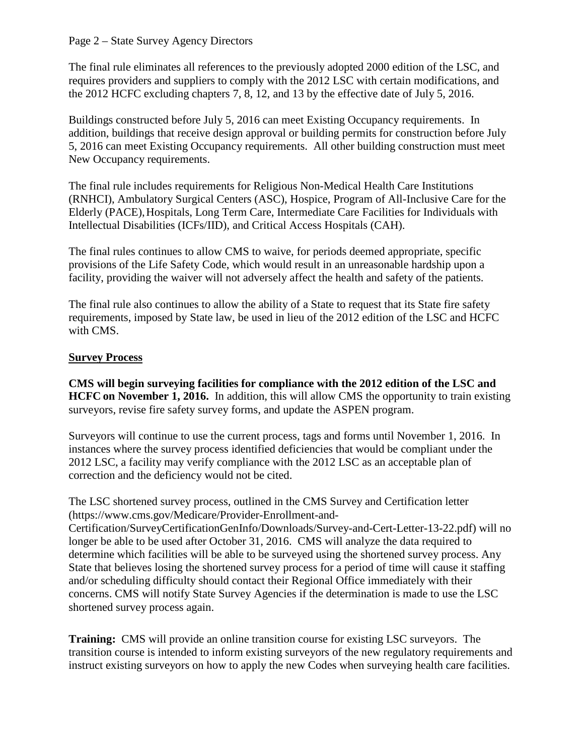The final rule eliminates all references to the previously adopted 2000 edition of the LSC, and requires providers and suppliers to comply with the 2012 LSC with certain modifications, and the 2012 HCFC excluding chapters 7, 8, 12, and 13 by the effective date of July 5, 2016.

Buildings constructed before July 5, 2016 can meet Existing Occupancy requirements. In addition, buildings that receive design approval or building permits for construction before July 5, 2016 can meet Existing Occupancy requirements. All other building construction must meet New Occupancy requirements.

The final rule includes requirements for Religious Non-Medical Health Care Institutions (RNHCI), Ambulatory Surgical Centers (ASC), Hospice, Program of All-Inclusive Care for the Elderly (PACE), Hospitals, Long Term Care, Intermediate Care Facilities for Individuals with Intellectual Disabilities (ICFs/IID), and Critical Access Hospitals (CAH).

The final rules continues to allow CMS to waive, for periods deemed appropriate, specific provisions of the Life Safety Code, which would result in an unreasonable hardship upon a facility, providing the waiver will not adversely affect the health and safety of the patients.

The final rule also continues to allow the ability of a State to request that its State fire safety requirements, imposed by State law, be used in lieu of the 2012 edition of the LSC and HCFC with CMS.

## Survey Process

**CMS will begin surveying facilities for compliance with the 2012 edition of the LSC and HCFC on November 1, 2016.** In addition, this will allow CMS the opportunity to train existing surveyors, revise fire safety survey forms, and update the ASPEN program.

Surveyors will continue to use the current process, tags and forms until November 1, 2016. In instances where the survey process identified deficiencies that would be compliant under the 2012 LSC, a facility may verify compliance with the 2012 LSC as an acceptable plan of correction and the deficiency would not be cited.

The LSC shortened survey process, outlined in the CMS Survey and Certification letter (https://www.cms.gov/Medicare/Provider-Enrollment-and-Certification/SurveyCertificationGenInfo/Downloads/Survey-and-Cert-Letter-13-22.pdf) will no longer be able to be used after October 31, 2016. CMS will analyze the data required to determine which facilities will be able to be surveyed using the shortened survey process. Any State that believes losing the shortened survey process for a period of time will cause it staffing and/or scheduling difficulty should contact their Regional Office immediately with their concerns. CMS will notify State Survey Agencies if the determination is made to use the LSC shortened survey process again.

**Training:** CMS will provide an online transition course for existing LSC surveyors. The transition course is intended to inform existing surveyors of the new regulatory requirements and instruct existing surveyors on how to apply the new Codes when surveying health care facilities.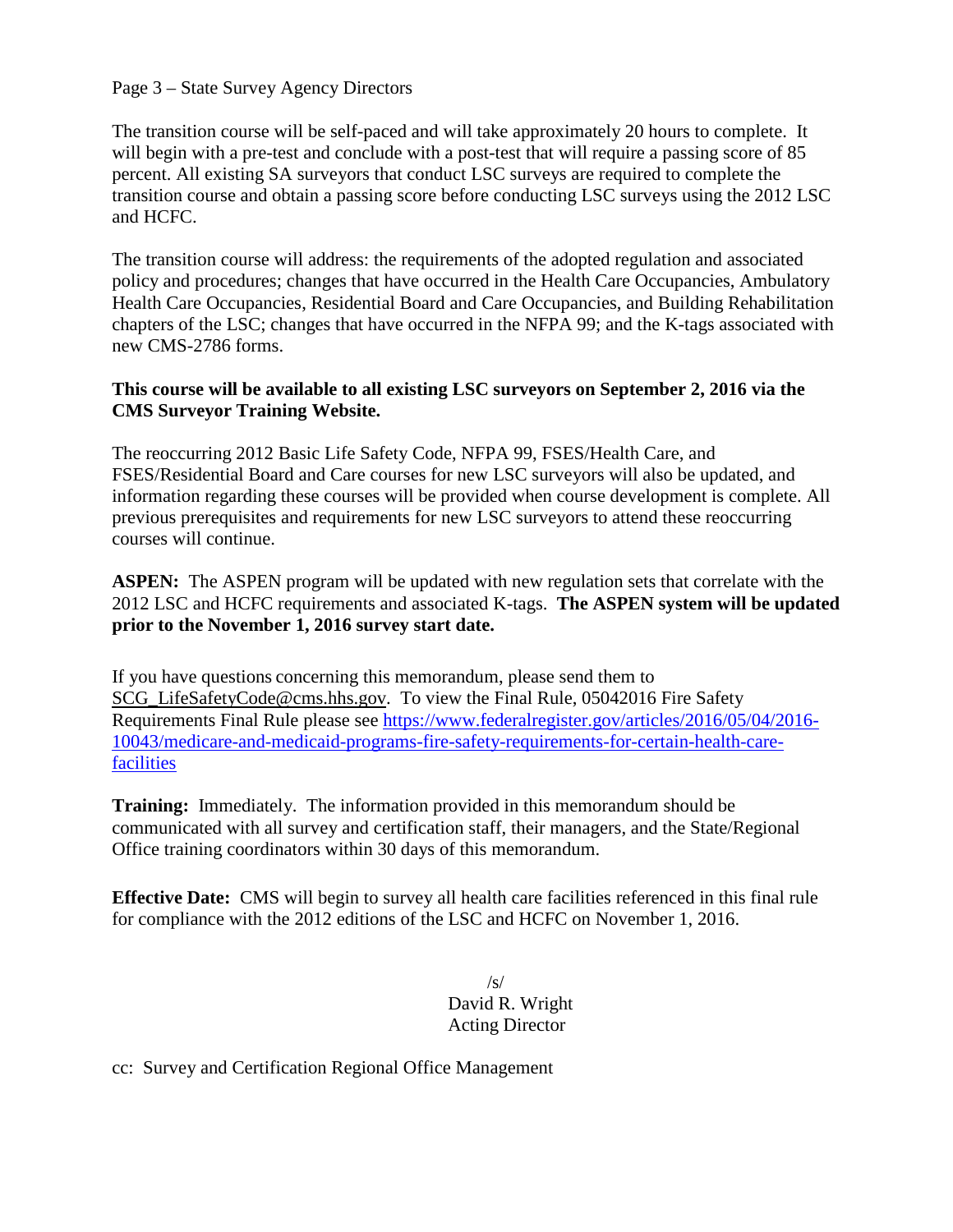The transition course will be self-paced and will take approximately 20 hours to complete. It will begin with a pre-test and conclude with a post-test that will require a passing score of 85 percent. All existing SA surveyors that conduct LSC surveys are required to complete the transition course and obtain a passing score before conducting LSC surveys using the 2012 LSC and HCFC.

The transition course will address: the requirements of the adopted regulation and associated policy and procedures; changes that have occurred in the Health Care Occupancies, Ambulatory Health Care Occupancies, Residential Board and Care Occupancies, and Building Rehabilitation chapters of the LSC; changes that have occurred in the NFPA 99; and the K-tags associated with new CMS-2786 forms.

**This course will be available to all existing LSC surveyors on September 2, 2016 via the CMS Surveyor Training Website.**

The reoccurring 2012 Basic Life Safety Code, NFPA 99, FSES/Health Care, and FSES/Residential Board and Care courses for new LSC surveyors will also be updated, and information regarding these courses will be provided when course development is complete. All previous prerequisites and requirements for new LSC surveyors to attend these reoccurring courses will continue.

**ASPEN:** The ASPEN program will be updated with new regulation sets that correlate with the 2012 LSC and HCFC requirements and associated K-tags. **The ASPEN system will be updated prior to the November 1, 2016 survey start date.**

If you have questions concerning this memorandum, please send them to SCG_LifeSafetyCode@cms.hhs.gov. To view the Final Rule, 05042016 Fire Safety Requirements Final Rule please see https://www.federalregister.gov/articles/2016/05/04/2016-10043/medicare-and-medicaid-programs-fire-safety-requirements-for-certain-health-care-facilities

**Training:** Immediately. The information provided in this memorandum should be communicated with all survey and certification staff, their managers, and the State/Regional Office training coordinators within 30 days of this memorandum.

**Effective Date:** CMS will begin to survey all health care facilities referenced in this final rule for compliance with the 2012 editions of the LSC and HCFC on November 1, 2016.

/s/
David R. Wright
Acting Director

cc: Survey and Certification Regional Office Management